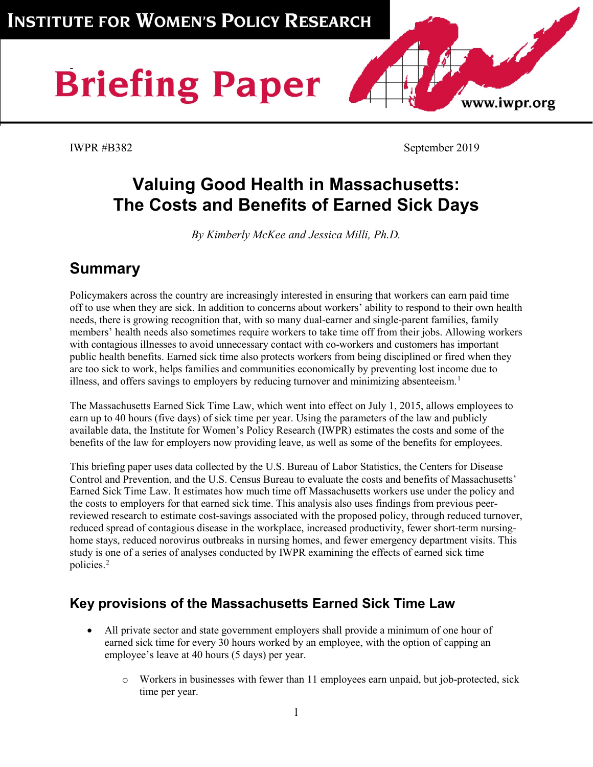INSTITUTE FOR WOMEN'S POLICY RESEARCH

**Briefing Paper**

www.iwpr.org

IWPR #B382 September 2019

# Valuing Good Health in Massachusetts: The Costs and Benefits of Earned Sick Days

*By Kimberly McKee and Jessica Milli, Ph.D.*

## Summary

Policymakers across the country are increasingly interested in ensuring that workers can earn paid time off to use when they are sick. In addition to concerns about workers' ability to respond to their own health needs, there is growing recognition that, with so many dual-earner and single-parent families, family members' health needs also sometimes require workers to take time off from their jobs. Allowing workers with contagious illnesses to avoid unnecessary contact with co-workers and customers has important public health benefits. Earned sick time also protects workers from being disciplined or fired when they are too sick to work, helps families and communities economically by preventing lost income due to illness, and offers savings to employers by reducing turnover and minimizing absenteeism.[1]

The Massachusetts Earned Sick Time Law, which went into effect on July 1, 2015, allows employees to earn up to 40 hours (five days) of sick time per year. Using the parameters of the law and publicly available data, the Institute for Women's Policy Research (IWPR) estimates the costs and some of the benefits of the law for employers now providing leave, as well as some of the benefits for employees.

This briefing paper uses data collected by the U.S. Bureau of Labor Statistics, the Centers for Disease Control and Prevention, and the U.S. Census Bureau to evaluate the costs and benefits of Massachusetts' Earned Sick Time Law. It estimates how much time off Massachusetts workers use under the policy and the costs to employers for that earned sick time. This analysis also uses findings from previous peer-reviewed research to estimate cost-savings associated with the proposed policy, through reduced turnover, reduced spread of contagious disease in the workplace, increased productivity, fewer short-term nursing-home stays, reduced norovirus outbreaks in nursing homes, and fewer emergency department visits. This study is one of a series of analyses conducted by IWPR examining the effects of earned sick time policies.[2]

### Key provisions of the Massachusetts Earned Sick Time Law

- All private sector and state government employers shall provide a minimum of one hour of earned sick time for every 30 hours worked by an employee, with the option of capping an employee's leave at 40 hours (5 days) per year.
    - Workers in businesses with fewer than 11 employees earn unpaid, but job-protected, sick time per year.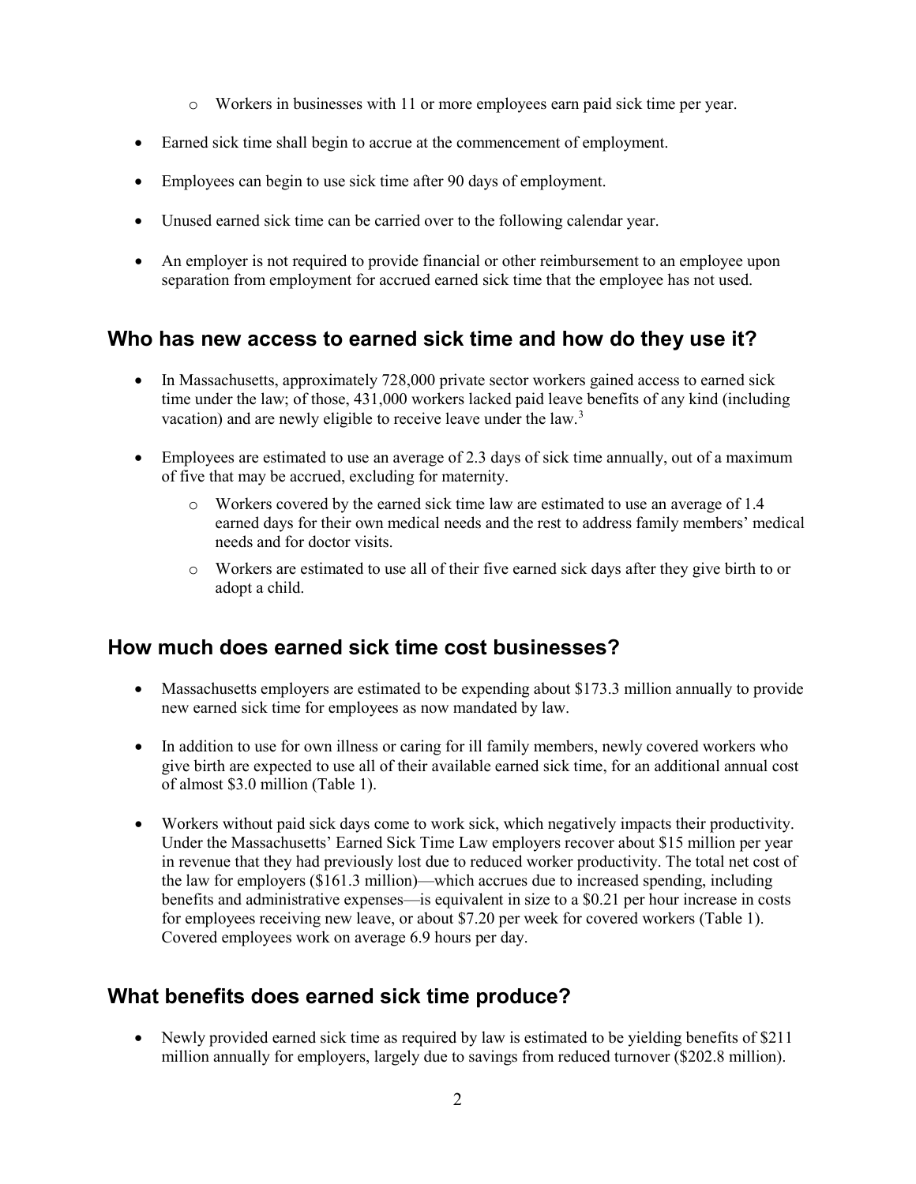- Workers in businesses with 11 or more employees earn paid sick time per year.

- Earned sick time shall begin to accrue at the commencement of employment.

- Employees can begin to use sick time after 90 days of employment.

- Unused earned sick time can be carried over to the following calendar year.

- An employer is not required to provide financial or other reimbursement to an employee upon separation from employment for accrued earned sick time that the employee has not used.

## Who has new access to earned sick time and how do they use it?

- In Massachusetts, approximately 728,000 private sector workers gained access to earned sick time under the law; of those, 431,000 workers lacked paid leave benefits of any kind (including vacation) and are newly eligible to receive leave under the law.[3]

- Employees are estimated to use an average of 2.3 days of sick time annually, out of a maximum of five that may be accrued, excluding for maternity.
    - Workers covered by the earned sick time law are estimated to use an average of 1.4 earned days for their own medical needs and the rest to address family members' medical needs and for doctor visits.
    - Workers are estimated to use all of their five earned sick days after they give birth to or adopt a child.

## How much does earned sick time cost businesses?

- Massachusetts employers are estimated to be expending about $173.3 million annually to provide new earned sick time for employees as now mandated by law.

- In addition to use for own illness or caring for ill family members, newly covered workers who give birth are expected to use all of their available earned sick time, for an additional annual cost of almost $3.0 million (Table 1).

- Workers without paid sick days come to work sick, which negatively impacts their productivity. Under the Massachusetts' Earned Sick Time Law employers recover about $15 million per year in revenue that they had previously lost due to reduced worker productivity. The total net cost of the law for employers ($161.3 million)—which accrues due to increased spending, including benefits and administrative expenses—is equivalent in size to a $0.21 per hour increase in costs for employees receiving new leave, or about $7.20 per week for covered workers (Table 1). Covered employees work on average 6.9 hours per day.

## What benefits does earned sick time produce?

- Newly provided earned sick time as required by law is estimated to be yielding benefits of $211 million annually for employers, largely due to savings from reduced turnover ($202.8 million).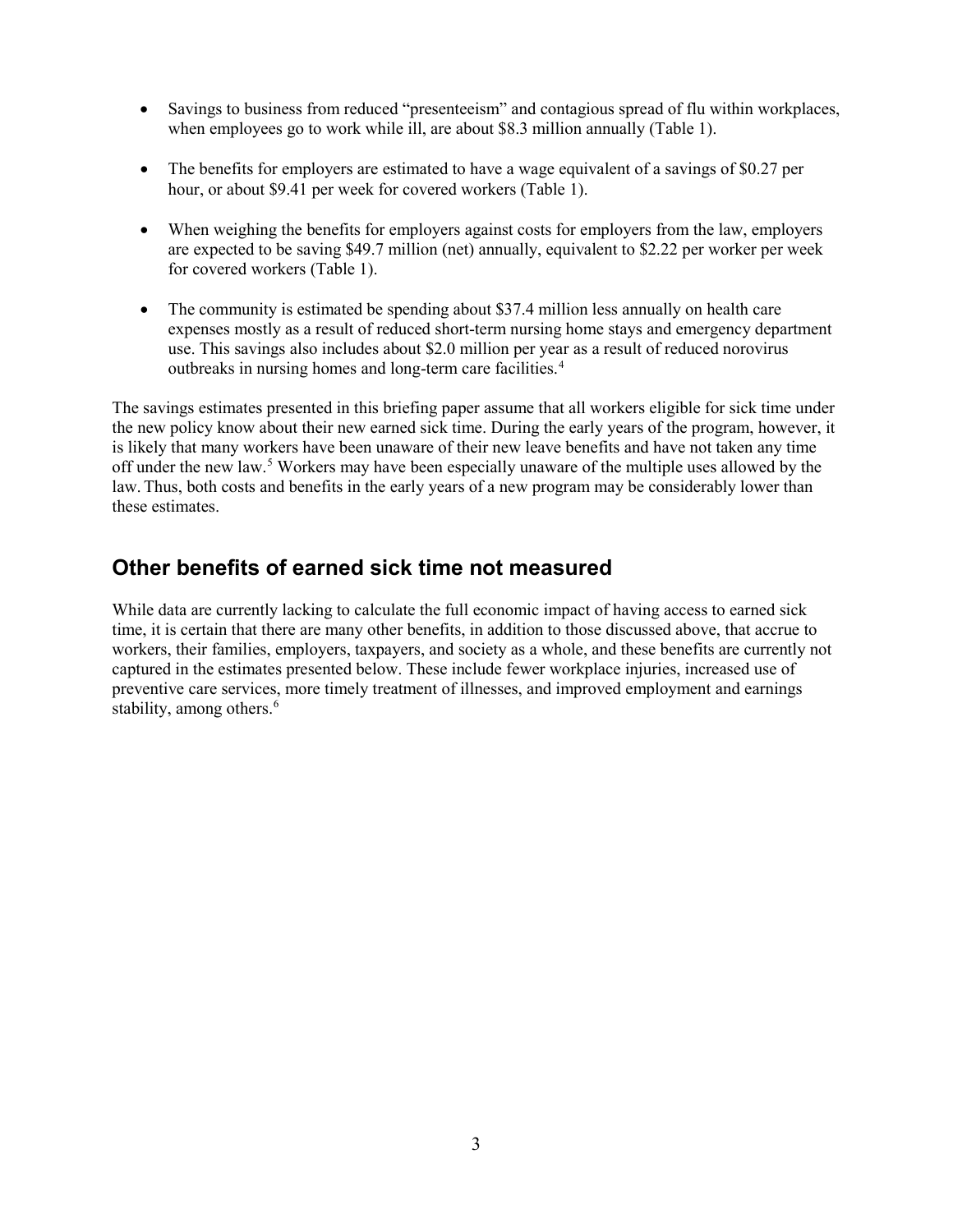- Savings to business from reduced "presenteeism" and contagious spread of flu within workplaces, when employees go to work while ill, are about $8.3 million annually (Table 1).

- The benefits for employers are estimated to have a wage equivalent of a savings of $0.27 per hour, or about $9.41 per week for covered workers (Table 1).

- When weighing the benefits for employers against costs for employers from the law, employers are expected to be saving $49.7 million (net) annually, equivalent to $2.22 per worker per week for covered workers (Table 1).

- The community is estimated be spending about $37.4 million less annually on health care expenses mostly as a result of reduced short-term nursing home stays and emergency department use. This savings also includes about $2.0 million per year as a result of reduced norovirus outbreaks in nursing homes and long-term care facilities.[4]

The savings estimates presented in this briefing paper assume that all workers eligible for sick time under the new policy know about their new earned sick time. During the early years of the program, however, it is likely that many workers have been unaware of their new leave benefits and have not taken any time off under the new law.[5] Workers may have been especially unaware of the multiple uses allowed by the law. Thus, both costs and benefits in the early years of a new program may be considerably lower than these estimates.

## Other benefits of earned sick time not measured

While data are currently lacking to calculate the full economic impact of having access to earned sick time, it is certain that there are many other benefits, in addition to those discussed above, that accrue to workers, their families, employers, taxpayers, and society as a whole, and these benefits are currently not captured in the estimates presented below. These include fewer workplace injuries, increased use of preventive care services, more timely treatment of illnesses, and improved employment and earnings stability, among others.[6]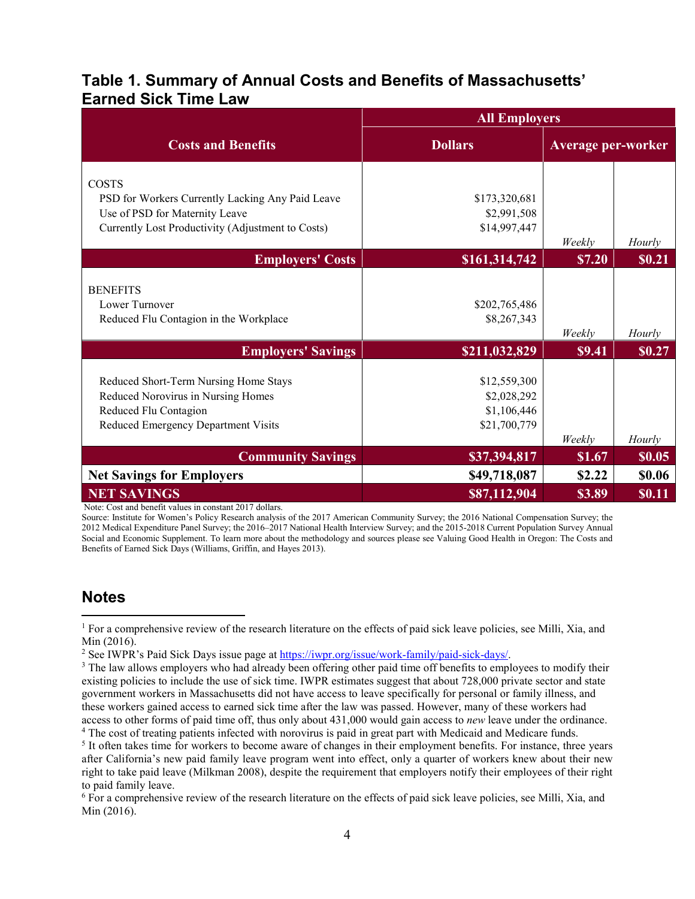## Table 1. Summary of Annual Costs and Benefits of Massachusetts' Earned Sick Time Law

| Costs and Benefits | All Employers | | |
|---|---|---|---|
| | Dollars | Average per-worker | |
| COSTS | | | |
| PSD for Workers Currently Lacking Any Paid Leave | $173,320,681 | | |
| Use of PSD for Maternity Leave | $2,991,508 | | |
| Currently Lost Productivity (Adjustment to Costs) | $14,997,447 | *Weekly* | *Hourly* |
| **Employers' Costs** | **$161,314,742** | **$7.20** | **$0.21** |
| BENEFITS | | | |
| Lower Turnover | $202,765,486 | | |
| Reduced Flu Contagion in the Workplace | $8,267,343 | *Weekly* | *Hourly* |
| **Employers' Savings** | **$211,032,829** | **$9.41** | **$0.27** |
| Reduced Short-Term Nursing Home Stays | $12,559,300 | | |
| Reduced Norovirus in Nursing Homes | $2,028,292 | | |
| Reduced Flu Contagion | $1,106,446 | | |
| Reduced Emergency Department Visits | $21,700,779 | *Weekly* | *Hourly* |
| **Community Savings** | **$37,394,817** | **$1.67** | **$0.05** |
| **Net Savings for Employers** | **$49,718,087** | **$2.22** | **$0.06** |
| **NET SAVINGS** | **$87,112,904** | **$3.89** | **$0.11** |

Note: Cost and benefit values in constant 2017 dollars.

Source: Institute for Women's Policy Research analysis of the 2017 American Community Survey; the 2016 National Compensation Survey; the 2012 Medical Expenditure Panel Survey; the 2016–2017 National Health Interview Survey; and the 2015-2018 Current Population Survey Annual Social and Economic Supplement. To learn more about the methodology and sources please see Valuing Good Health in Oregon: The Costs and Benefits of Earned Sick Days (Williams, Griffin, and Hayes 2013).

## Notes

[1] For a comprehensive review of the research literature on the effects of paid sick leave policies, see Milli, Xia, and Min (2016).

[2] See IWPR's Paid Sick Days issue page at https://iwpr.org/issue/work-family/paid-sick-days/.

[3] The law allows employers who had already been offering other paid time off benefits to employees to modify their existing policies to include the use of sick time. IWPR estimates suggest that about 728,000 private sector and state government workers in Massachusetts did not have access to leave specifically for personal or family illness, and these workers gained access to earned sick time after the law was passed. However, many of these workers had access to other forms of paid time off, thus only about 431,000 would gain access to *new* leave under the ordinance.

[4] The cost of treating patients infected with norovirus is paid in great part with Medicaid and Medicare funds.

[5] It often takes time for workers to become aware of changes in their employment benefits. For instance, three years after California's new paid family leave program went into effect, only a quarter of workers knew about their new right to take paid leave (Milkman 2008), despite the requirement that employers notify their employees of their right to paid family leave.

[6] For a comprehensive review of the research literature on the effects of paid sick leave policies, see Milli, Xia, and Min (2016).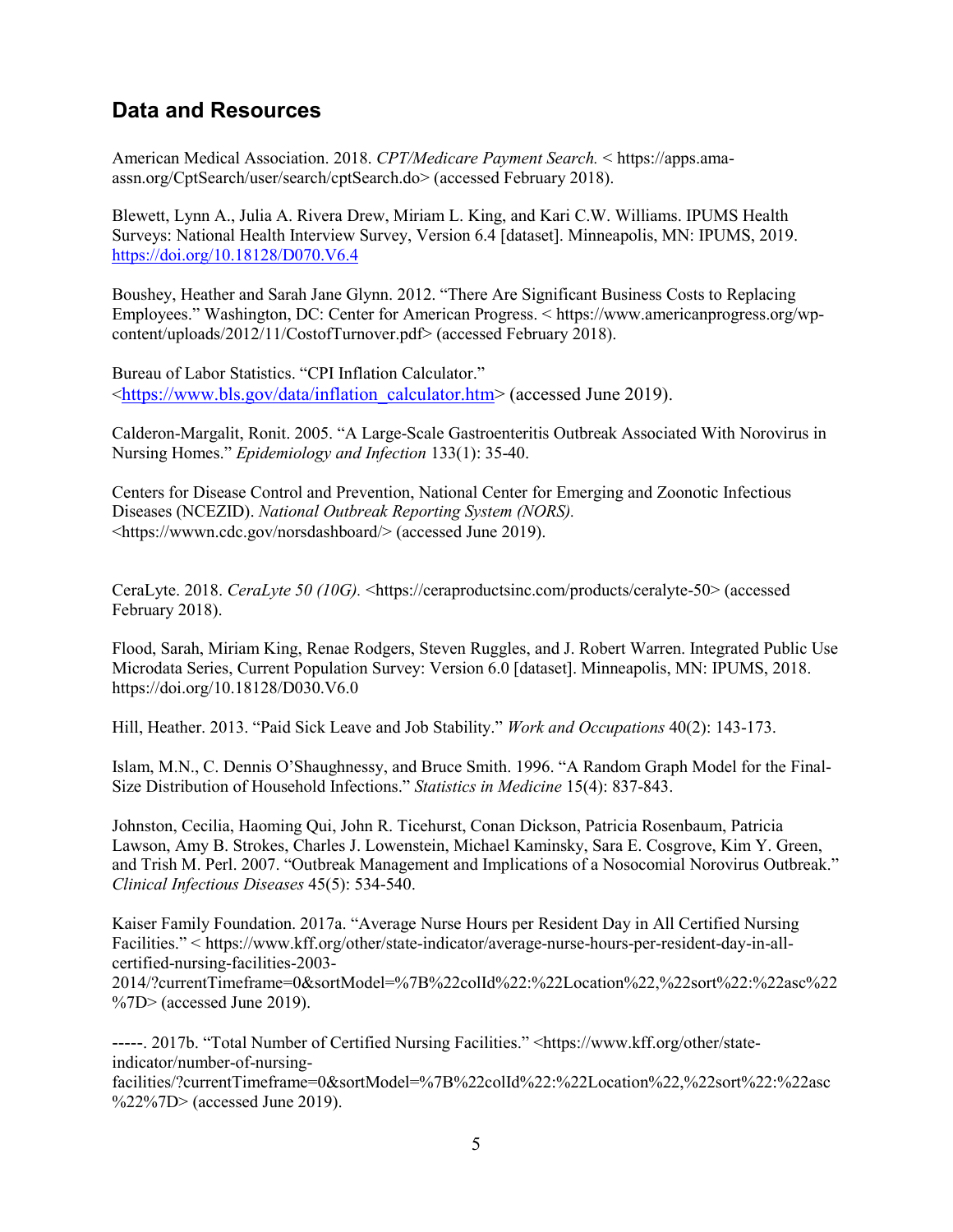## Data and Resources

American Medical Association. 2018. *CPT/Medicare Payment Search.* < https://apps.ama-assn.org/CptSearch/user/search/cptSearch.do> (accessed February 2018).

Blewett, Lynn A., Julia A. Rivera Drew, Miriam L. King, and Kari C.W. Williams. IPUMS Health Surveys: National Health Interview Survey, Version 6.4 [dataset]. Minneapolis, MN: IPUMS, 2019. https://doi.org/10.18128/D070.V6.4

Boushey, Heather and Sarah Jane Glynn. 2012. "There Are Significant Business Costs to Replacing Employees." Washington, DC: Center for American Progress. < https://www.americanprogress.org/wp-content/uploads/2012/11/CostofTurnover.pdf> (accessed February 2018).

Bureau of Labor Statistics. "CPI Inflation Calculator." <https://www.bls.gov/data/inflation_calculator.htm> (accessed June 2019).

Calderon-Margalit, Ronit. 2005. "A Large-Scale Gastroenteritis Outbreak Associated With Norovirus in Nursing Homes." *Epidemiology and Infection* 133(1): 35-40.

Centers for Disease Control and Prevention, National Center for Emerging and Zoonotic Infectious Diseases (NCEZID). *National Outbreak Reporting System (NORS).* <https://wwwn.cdc.gov/norsdashboard/> (accessed June 2019).

CeraLyte. 2018. *CeraLyte 50 (10G).* <https://ceraproductsinc.com/products/ceralyte-50> (accessed February 2018).

Flood, Sarah, Miriam King, Renae Rodgers, Steven Ruggles, and J. Robert Warren. Integrated Public Use Microdata Series, Current Population Survey: Version 6.0 [dataset]. Minneapolis, MN: IPUMS, 2018. https://doi.org/10.18128/D030.V6.0

Hill, Heather. 2013. "Paid Sick Leave and Job Stability." *Work and Occupations* 40(2): 143-173.

Islam, M.N., C. Dennis O'Shaughnessy, and Bruce Smith. 1996. "A Random Graph Model for the Final-Size Distribution of Household Infections." *Statistics in Medicine* 15(4): 837-843.

Johnston, Cecilia, Haoming Qui, John R. Ticehurst, Conan Dickson, Patricia Rosenbaum, Patricia Lawson, Amy B. Strokes, Charles J. Lowenstein, Michael Kaminsky, Sara E. Cosgrove, Kim Y. Green, and Trish M. Perl. 2007. "Outbreak Management and Implications of a Nosocomial Norovirus Outbreak." *Clinical Infectious Diseases* 45(5): 534-540.

Kaiser Family Foundation. 2017a. "Average Nurse Hours per Resident Day in All Certified Nursing Facilities." < https://www.kff.org/other/state-indicator/average-nurse-hours-per-resident-day-in-all-certified-nursing-facilities-2003-2014/?currentTimeframe=0&sortModel=%7B%22colId%22:%22Location%22,%22sort%22:%22asc%22%7D> (accessed June 2019).

-----. 2017b. "Total Number of Certified Nursing Facilities." <https://www.kff.org/other/state-indicator/number-of-nursing-facilities/?currentTimeframe=0&sortModel=%7B%22colId%22:%22Location%22,%22sort%22:%22asc%22%7D> (accessed June 2019).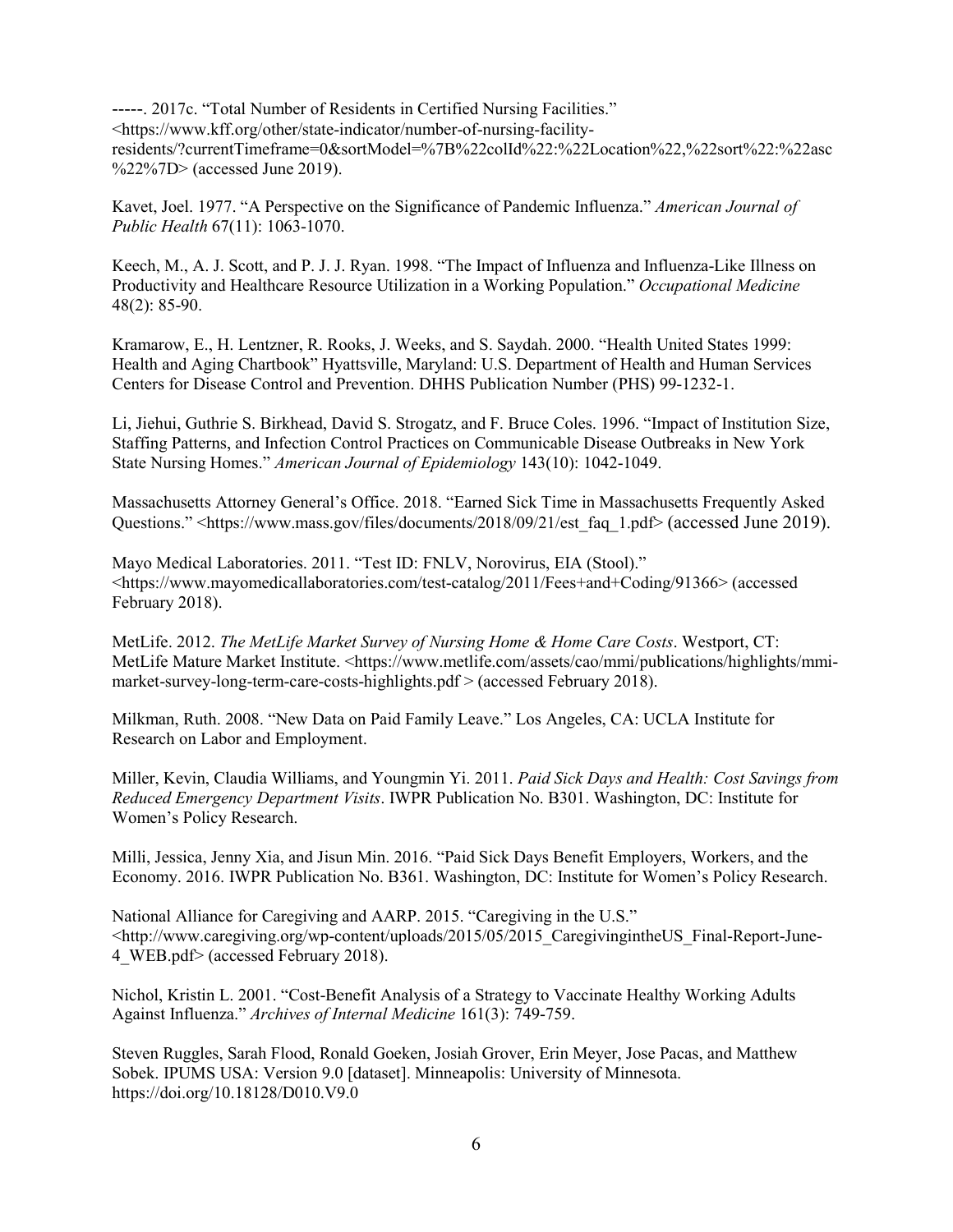-----. 2017c. "Total Number of Residents in Certified Nursing Facilities." <https://www.kff.org/other/state-indicator/number-of-nursing-facility-residents/?currentTimeframe=0&sortModel=%7B%22colId%22:%22Location%22,%22sort%22:%22asc%22%7D> (accessed June 2019).

Kavet, Joel. 1977. "A Perspective on the Significance of Pandemic Influenza." *American Journal of Public Health* 67(11): 1063-1070.

Keech, M., A. J. Scott, and P. J. J. Ryan. 1998. "The Impact of Influenza and Influenza-Like Illness on Productivity and Healthcare Resource Utilization in a Working Population." *Occupational Medicine* 48(2): 85-90.

Kramarow, E., H. Lentzner, R. Rooks, J. Weeks, and S. Saydah. 2000. "Health United States 1999: Health and Aging Chartbook" Hyattsville, Maryland: U.S. Department of Health and Human Services Centers for Disease Control and Prevention. DHHS Publication Number (PHS) 99-1232-1.

Li, Jiehui, Guthrie S. Birkhead, David S. Strogatz, and F. Bruce Coles. 1996. "Impact of Institution Size, Staffing Patterns, and Infection Control Practices on Communicable Disease Outbreaks in New York State Nursing Homes." *American Journal of Epidemiology* 143(10): 1042-1049.

Massachusetts Attorney General's Office. 2018. "Earned Sick Time in Massachusetts Frequently Asked Questions." <https://www.mass.gov/files/documents/2018/09/21/est_faq_1.pdf> (accessed June 2019).

Mayo Medical Laboratories. 2011. "Test ID: FNLV, Norovirus, EIA (Stool)." <https://www.mayomedicallaboratories.com/test-catalog/2011/Fees+and+Coding/91366> (accessed February 2018).

MetLife. 2012. *The MetLife Market Survey of Nursing Home & Home Care Costs*. Westport, CT: MetLife Mature Market Institute. <https://www.metlife.com/assets/cao/mmi/publications/highlights/mmi-market-survey-long-term-care-costs-highlights.pdf > (accessed February 2018).

Milkman, Ruth. 2008. "New Data on Paid Family Leave." Los Angeles, CA: UCLA Institute for Research on Labor and Employment.

Miller, Kevin, Claudia Williams, and Youngmin Yi. 2011. *Paid Sick Days and Health: Cost Savings from Reduced Emergency Department Visits*. IWPR Publication No. B301. Washington, DC: Institute for Women's Policy Research.

Milli, Jessica, Jenny Xia, and Jisun Min. 2016. "Paid Sick Days Benefit Employers, Workers, and the Economy. 2016. IWPR Publication No. B361. Washington, DC: Institute for Women's Policy Research.

National Alliance for Caregiving and AARP. 2015. "Caregiving in the U.S." <http://www.caregiving.org/wp-content/uploads/2015/05/2015_CaregivingintheUS_Final-Report-June-4_WEB.pdf> (accessed February 2018).

Nichol, Kristin L. 2001. "Cost-Benefit Analysis of a Strategy to Vaccinate Healthy Working Adults Against Influenza." *Archives of Internal Medicine* 161(3): 749-759.

Steven Ruggles, Sarah Flood, Ronald Goeken, Josiah Grover, Erin Meyer, Jose Pacas, and Matthew Sobek. IPUMS USA: Version 9.0 [dataset]. Minneapolis: University of Minnesota. https://doi.org/10.18128/D010.V9.0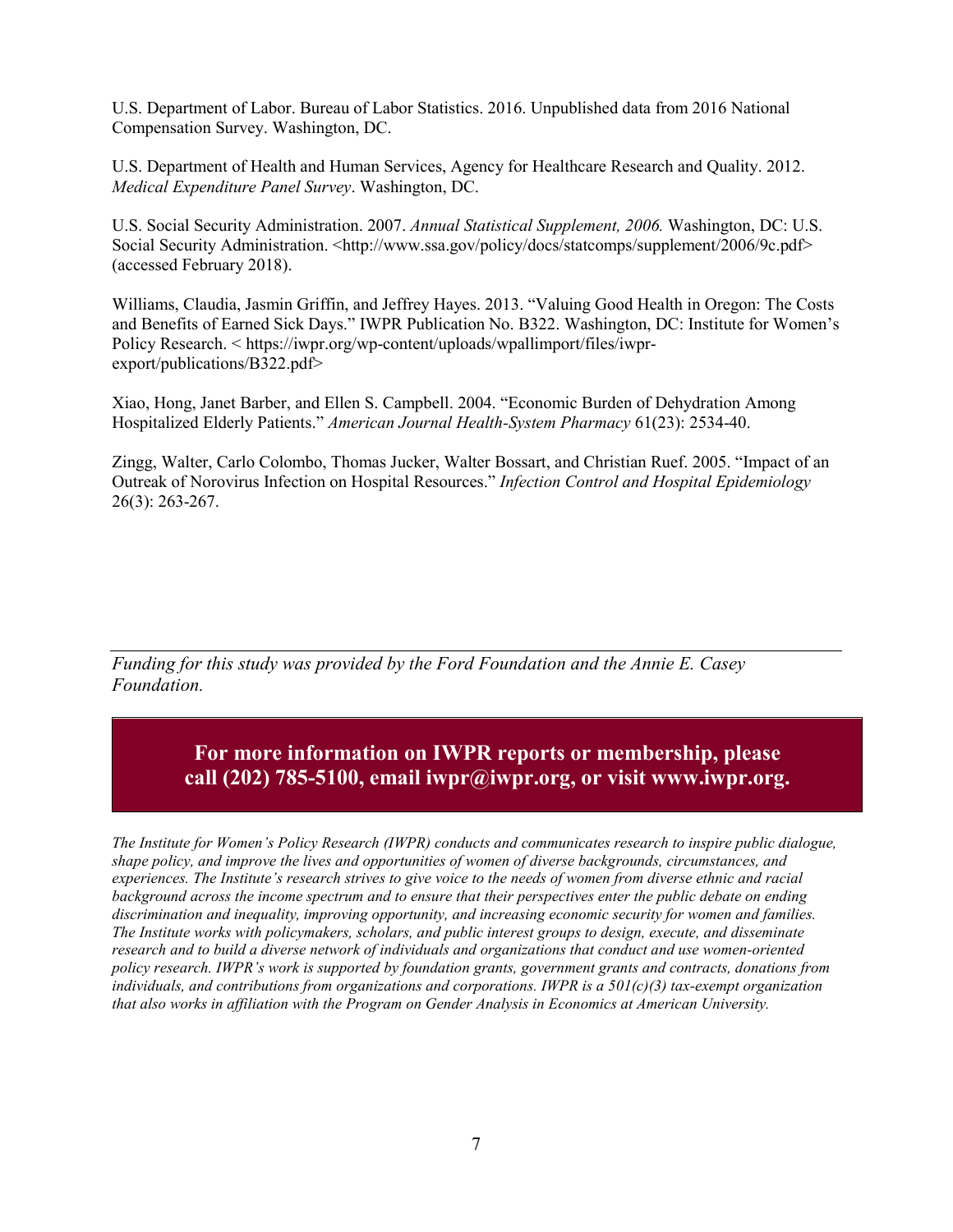U.S. Department of Labor. Bureau of Labor Statistics. 2016. Unpublished data from 2016 National Compensation Survey. Washington, DC.

U.S. Department of Health and Human Services, Agency for Healthcare Research and Quality. 2012. *Medical Expenditure Panel Survey*. Washington, DC.

U.S. Social Security Administration. 2007. *Annual Statistical Supplement, 2006.* Washington, DC: U.S. Social Security Administration. <http://www.ssa.gov/policy/docs/statcomps/supplement/2006/9c.pdf> (accessed February 2018).

Williams, Claudia, Jasmin Griffin, and Jeffrey Hayes. 2013. "Valuing Good Health in Oregon: The Costs and Benefits of Earned Sick Days." IWPR Publication No. B322. Washington, DC: Institute for Women's Policy Research. < https://iwpr.org/wp-content/uploads/wpallimport/files/iwpr-export/publications/B322.pdf>

Xiao, Hong, Janet Barber, and Ellen S. Campbell. 2004. "Economic Burden of Dehydration Among Hospitalized Elderly Patients." *American Journal Health-System Pharmacy* 61(23): 2534-40.

Zingg, Walter, Carlo Colombo, Thomas Jucker, Walter Bossart, and Christian Ruef. 2005. "Impact of an Outreak of Norovirus Infection on Hospital Resources." *Infection Control and Hospital Epidemiology* 26(3): 263-267.

---

*Funding for this study was provided by the Ford Foundation and the Annie E. Casey Foundation.*

**For more information on IWPR reports or membership, please call (202) 785-5100, email iwpr@iwpr.org, or visit www.iwpr.org.**

*The Institute for Women's Policy Research (IWPR) conducts and communicates research to inspire public dialogue, shape policy, and improve the lives and opportunities of women of diverse backgrounds, circumstances, and experiences. The Institute's research strives to give voice to the needs of women from diverse ethnic and racial background across the income spectrum and to ensure that their perspectives enter the public debate on ending discrimination and inequality, improving opportunity, and increasing economic security for women and families. The Institute works with policymakers, scholars, and public interest groups to design, execute, and disseminate research and to build a diverse network of individuals and organizations that conduct and use women-oriented policy research. IWPR's work is supported by foundation grants, government grants and contracts, donations from individuals, and contributions from organizations and corporations. IWPR is a 501(c)(3) tax-exempt organization that also works in affiliation with the Program on Gender Analysis in Economics at American University.*